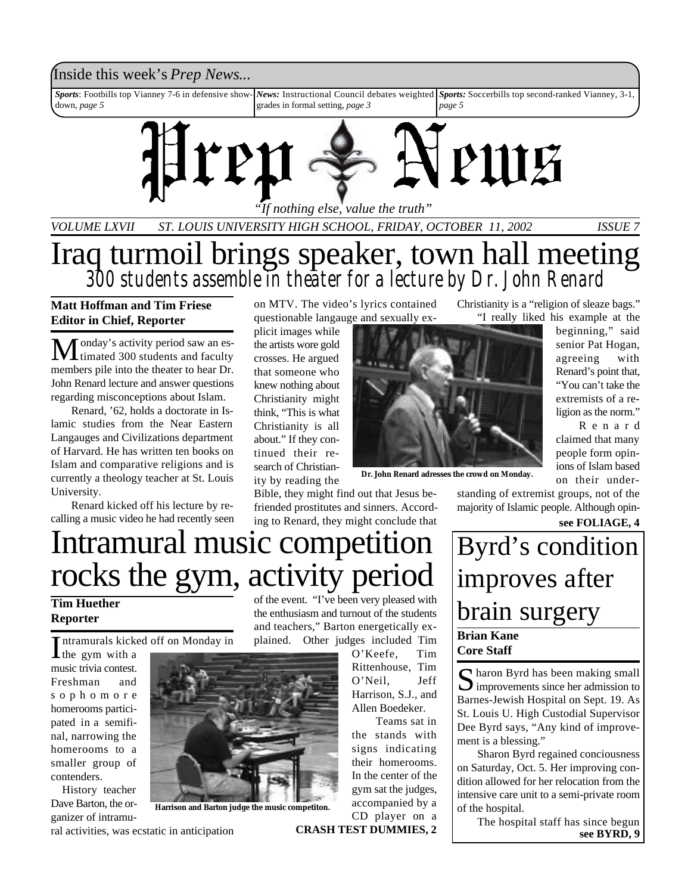Inside this week's *Prep News...*

***Sports***: Footbills top Vianney 7-6 in defensive showdown, *page 5*

***News:*** Instructional Council debates weighted grades in formal setting, *page 3*

***Sports:*** Soccerbills top second-ranked Vianney, 3-1, *page 5*

# Prep News

*"If nothing else, value the truth"*

*VOLUME LXVII ST. LOUIS UNIVERSITY HIGH SCHOOL, FRIDAY, OCTOBER 11, 2002 ISSUE 7*

# Iraq turmoil brings speaker, town hall meeting

## 300 students assemble in theater for a lecture by Dr. John Renard

**Matt Hoffman and Tim Friese**
**Editor in Chief, Reporter**

Monday's activity period saw an estimated 300 students and faculty members pile into the theater to hear Dr. John Renard lecture and answer questions regarding misconceptions about Islam.

Renard, '62, holds a doctorate in Islamic studies from the Near Eastern Langauges and Civilizations department of Harvard. He has written ten books on Islam and comparative religions and is currently a theology teacher at St. Louis University.

Renard kicked off his lecture by recalling a music video he had recently seen on MTV. The video's lyrics contained questionable langauge and sexually explicit images while the artists wore gold crosses. He argued that someone who knew nothing about Christianity might think, "This is what Christianity is all about." If they continued their research of Christianity by reading the Bible, they might find out that Jesus befriended prostitutes and sinners. According to Renard, they might conclude that Christianity is a "religion of sleaze bags."

**Dr. John Renard adresses the crowd on Monday.**

"I really liked his example at the beginning," said senior Pat Hogan, agreeing with Renard's point that, "You can't take the extremists of a religion as the norm."

Renard claimed that many people form opinions of Islam based on their understanding of extremist groups, not of the majority of Islamic people. Although opin-

**see FOLIAGE, 4**

# Intramural music competition rocks the gym, activity period

**Tim Huether**
**Reporter**

Intramurals kicked off on Monday in the gym with a music trivia contest. Freshman and sophomore homerooms participated in a semifinal, narrowing the homerooms to a smaller group of contenders.

History teacher Dave Barton, the organizer of intramural activities, was ecstatic in anticipation of the event. "I've been very pleased with the enthusiasm and turnout of the students and teachers," Barton energetically explained. Other judges included Tim O'Keefe, Tim Rittenhouse, Tim O'Neil, Jeff Harrison, S.J., and Allen Boedeker.

**Harrison and Barton judge the music competiton.**

Teams sat in the stands with signs indicating their homerooms. In the center of the gym sat the judges, accompanied by a CD player on a

**CRASH TEST DUMMIES, 2**

# Byrd's condition improves after brain surgery

**Brian Kane**
**Core Staff**

Sharon Byrd has been making small improvements since her admission to Barnes-Jewish Hospital on Sept. 19. As St. Louis U. High Custodial Supervisor Dee Byrd says, "Any kind of improvement is a blessing."

Sharon Byrd regained conciousness on Saturday, Oct. 5. Her improving condition allowed for her relocation from the intensive care unit to a semi-private room of the hospital.

The hospital staff has since begun

**see BYRD, 9**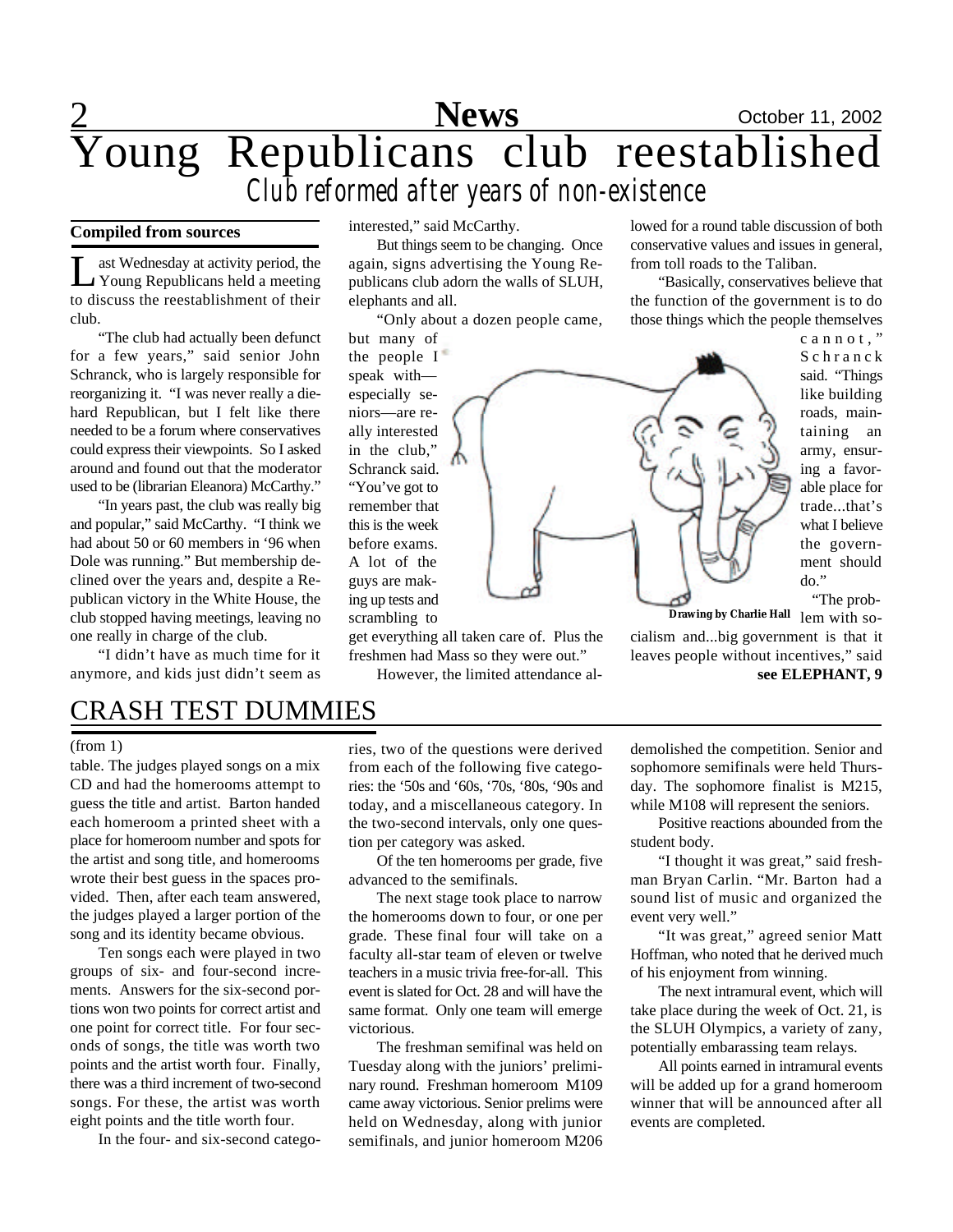# Young Republicans club reestablished

## *Club reformed after years of non-existence*

**Compiled from sources**

Last Wednesday at activity period, the Young Republicans held a meeting to discuss the reestablishment of their club.

"The club had actually been defunct for a few years," said senior John Schranck, who is largely responsible for reorganizing it. "I was never really a die-hard Republican, but I felt like there needed to be a forum where conservatives could express their viewpoints. So I asked around and found out that the moderator used to be (librarian Eleanora) McCarthy."

"In years past, the club was really big and popular," said McCarthy. "I think we had about 50 or 60 members in '96 when Dole was running." But membership declined over the years and, despite a Republican victory in the White House, the club stopped having meetings, leaving no one really in charge of the club.

"I didn't have as much time for it anymore, and kids just didn't seem as interested," said McCarthy.

But things seem to be changing. Once again, signs advertising the Young Republicans club adorn the walls of SLUH, elephants and all.

"Only about a dozen people came, but many of the people I speak with—especially seniors—are really interested in the club," Schranck said. "You've got to remember that this is the week before exams. A lot of the guys are making up tests and scrambling to get everything all taken care of. Plus the freshmen had Mass so they were out."

However, the limited attendance allowed for a round table discussion of both conservative values and issues in general, from toll roads to the Taliban.

"Basically, conservatives believe that the function of the government is to do those things which the people themselves cannot," Schranck said. "Things like building roads, maintaining an army, ensuring a favorable place for trade...that's what I believe the government should do."

Drawing by Charlie Hall

"The problem with socialism and...big government is that it leaves people without incentives," said **see ELEPHANT, 9**

# CRASH TEST DUMMIES

(from 1)

table. The judges played songs on a mix CD and had the homerooms attempt to guess the title and artist. Barton handed each homeroom a printed sheet with a place for homeroom number and spots for the artist and song title, and homerooms wrote their best guess in the spaces provided. Then, after each team answered, the judges played a larger portion of the song and its identity became obvious.

Ten songs each were played in two groups of six- and four-second increments. Answers for the six-second portions won two points for correct artist and one point for correct title. For four seconds of songs, the title was worth two points and the artist worth four. Finally, there was a third increment of two-second songs. For these, the artist was worth eight points and the title worth four.

In the four- and six-second categories, two of the questions were derived from each of the following five categories: the '50s and '60s, '70s, '80s, '90s and today, and a miscellaneous category. In the two-second intervals, only one question per category was asked.

Of the ten homerooms per grade, five advanced to the semifinals.

The next stage took place to narrow the homerooms down to four, or one per grade. These final four will take on a faculty all-star team of eleven or twelve teachers in a music trivia free-for-all. This event is slated for Oct. 28 and will have the same format. Only one team will emerge victorious.

The freshman semifinal was held on Tuesday along with the juniors' preliminary round. Freshman homeroom M109 came away victorious. Senior prelims were held on Wednesday, along with junior semifinals, and junior homeroom M206 demolished the competition. Senior and sophomore semifinals were held Thursday. The sophomore finalist is M215, while M108 will represent the seniors.

Positive reactions abounded from the student body.

"I thought it was great," said freshman Bryan Carlin. "Mr. Barton had a sound list of music and organized the event very well."

"It was great," agreed senior Matt Hoffman, who noted that he derived much of his enjoyment from winning.

The next intramural event, which will take place during the week of Oct. 21, is the SLUH Olympics, a variety of zany, potentially embarassing team relays.

All points earned in intramural events will be added up for a grand homeroom winner that will be announced after all events are completed.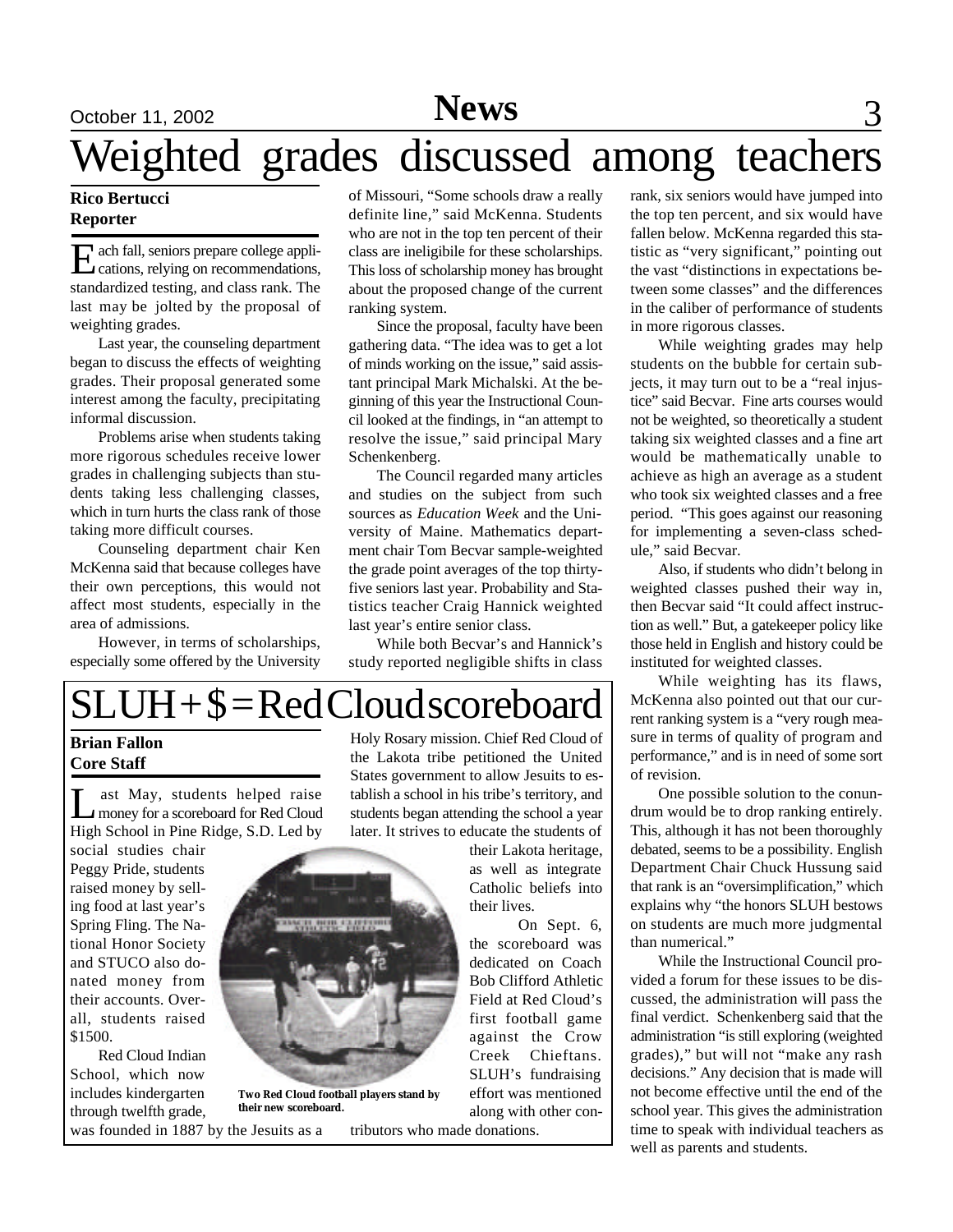# Weighted grades discussed among teachers

**Rico Bertucci**
**Reporter**

Each fall, seniors prepare college applications, relying on recommendations, standardized testing, and class rank. The last may be jolted by the proposal of weighting grades.

Last year, the counseling department began to discuss the effects of weighting grades. Their proposal generated some interest among the faculty, precipitating informal discussion.

Problems arise when students taking more rigorous schedules receive lower grades in challenging subjects than students taking less challenging classes, which in turn hurts the class rank of those taking more difficult courses.

Counseling department chair Ken McKenna said that because colleges have their own perceptions, this would not affect most students, especially in the area of admissions.

However, in terms of scholarships, especially some offered by the University of Missouri, "Some schools draw a really definite line," said McKenna. Students who are not in the top ten percent of their class are ineligibile for these scholarships. This loss of scholarship money has brought about the proposed change of the current ranking system.

Since the proposal, faculty have been gathering data. "The idea was to get a lot of minds working on the issue," said assistant principal Mark Michalski. At the beginning of this year the Instructional Council looked at the findings, in "an attempt to resolve the issue," said principal Mary Schenkenberg.

The Council regarded many articles and studies on the subject from such sources as *Education Week* and the University of Maine. Mathematics department chair Tom Becvar sample-weighted the grade point averages of the top thirty-five seniors last year. Probability and Statistics teacher Craig Hannick weighted last year's entire senior class.

While both Becvar's and Hannick's study reported negligible shifts in class rank, six seniors would have jumped into the top ten percent, and six would have fallen below. McKenna regarded this statistic as "very significant," pointing out the vast "distinctions in expectations between some classes" and the differences in the caliber of performance of students in more rigorous classes.

While weighting grades may help students on the bubble for certain subjects, it may turn out to be a "real injustice" said Becvar. Fine arts courses would not be weighted, so theoretically a student taking six weighted classes and a fine art would be mathematically unable to achieve as high an average as a student who took six weighted classes and a free period. "This goes against our reasoning for implementing a seven-class schedule," said Becvar.

Also, if students who didn't belong in weighted classes pushed their way in, then Becvar said "It could affect instruction as well." But, a gatekeeper policy like those held in English and history could be instituted for weighted classes.

While weighting has its flaws, McKenna also pointed out that our current ranking system is a "very rough measure in terms of quality of program and performance," and is in need of some sort of revision.

One possible solution to the conundrum would be to drop ranking entirely. This, although it has not been thoroughly debated, seems to be a possibility. English Department Chair Chuck Hussung said that rank is an "oversimplification," which explains why "the honors SLUH bestows on students are much more judgmental than numerical."

While the Instructional Council provided a forum for these issues to be discussed, the administration will pass the final verdict. Schenkenberg said that the administration "is still exploring (weighted grades)," but will not "make any rash decisions." Any decision that is made will not become effective until the end of the school year. This gives the administration time to speak with individual teachers as well as parents and students.

# SLUH + $ = Red Cloud scoreboard

**Brian Fallon**
**Core Staff**

Last May, students helped raise money for a scoreboard for Red Cloud High School in Pine Ridge, S.D. Led by social studies chair Peggy Pride, students raised money by selling food at last year's Spring Fling. The National Honor Society and STUCO also donated money from their accounts. Overall, students raised $1500.

Red Cloud Indian School, which now includes kindergarten through twelfth grade, was founded in 1887 by the Jesuits as a Holy Rosary mission. Chief Red Cloud of the Lakota tribe petitioned the United States government to allow Jesuits to establish a school in his tribe's territory, and students began attending the school a year later. It strives to educate the students of their Lakota heritage, as well as integrate Catholic beliefs into their lives.

On Sept. 6, the scoreboard was dedicated on Coach Bob Clifford Athletic Field at Red Cloud's first football game against the Crow Creek Chieftans. SLUH's fundraising effort was mentioned along with other contributors who made donations.

**Two Red Cloud football players stand by their new scoreboard.**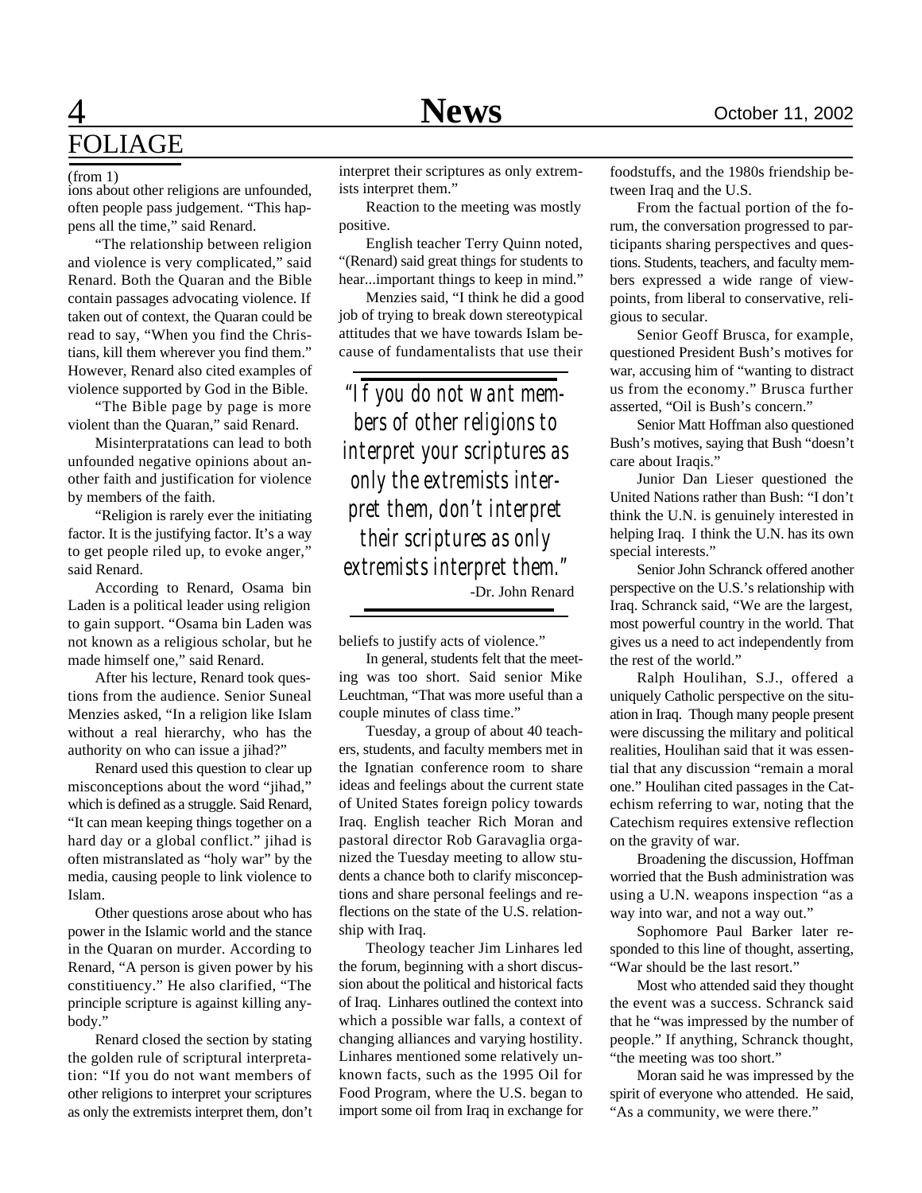# FOLIAGE

(from 1)

ions about other religions are unfounded, often people pass judgement. "This happens all the time," said Renard.

"The relationship between religion and violence is very complicated," said Renard. Both the Quaran and the Bible contain passages advocating violence. If taken out of context, the Quaran could be read to say, "When you find the Christians, kill them wherever you find them." However, Renard also cited examples of violence supported by God in the Bible.

"The Bible page by page is more violent than the Quaran," said Renard.

Misinterpratations can lead to both unfounded negative opinions about another faith and justification for violence by members of the faith.

"Religion is rarely ever the initiating factor. It is the justifying factor. It's a way to get people riled up, to evoke anger," said Renard.

According to Renard, Osama bin Laden is a political leader using religion to gain support. "Osama bin Laden was not known as a religious scholar, but he made himself one," said Renard.

After his lecture, Renard took questions from the audience. Senior Suneal Menzies asked, "In a religion like Islam without a real hierarchy, who has the authority on who can issue a jihad?"

Renard used this question to clear up misconceptions about the word "jihad," which is defined as a struggle. Said Renard, "It can mean keeping things together on a hard day or a global conflict." jihad is often mistranslated as "holy war" by the media, causing people to link violence to Islam.

Other questions arose about who has power in the Islamic world and the stance in the Quaran on murder. According to Renard, "A person is given power by his constitiuency." He also clarified, "The principle scripture is against killing anybody."

Renard closed the section by stating the golden rule of scriptural interpretation: "If you do not want members of other religions to interpret your scriptures as only the extremists interpret them, don't interpret their scriptures as only extremists interpret them."

Reaction to the meeting was mostly positive.

English teacher Terry Quinn noted, "(Renard) said great things for students to hear...important things to keep in mind."

Menzies said, "I think he did a good job of trying to break down stereotypical attitudes that we have towards Islam because of fundamentalists that use their beliefs to justify acts of violence."

> *"If you do not want members of other religions to interpret your scriptures as only the extremists interpret them, don't interpret their scriptures as only extremists interpret them."*
>
> -Dr. John Renard

In general, students felt that the meeting was too short. Said senior Mike Leuchtman, "That was more useful than a couple minutes of class time."

Tuesday, a group of about 40 teachers, students, and faculty members met in the Ignatian conference room to share ideas and feelings about the current state of United States foreign policy towards Iraq. English teacher Rich Moran and pastoral director Rob Garavaglia organized the Tuesday meeting to allow students a chance both to clarify misconceptions and share personal feelings and reflections on the state of the U.S. relationship with Iraq.

Theology teacher Jim Linhares led the forum, beginning with a short discussion about the political and historical facts of Iraq. Linhares outlined the context into which a possible war falls, a context of changing alliances and varying hostility. Linhares mentioned some relatively unknown facts, such as the 1995 Oil for Food Program, where the U.S. began to import some oil from Iraq in exchange for foodstuffs, and the 1980s friendship between Iraq and the U.S.

From the factual portion of the forum, the conversation progressed to participants sharing perspectives and questions. Students, teachers, and faculty members expressed a wide range of viewpoints, from liberal to conservative, religious to secular.

Senior Geoff Brusca, for example, questioned President Bush's motives for war, accusing him of "wanting to distract us from the economy." Brusca further asserted, "Oil is Bush's concern."

Senior Matt Hoffman also questioned Bush's motives, saying that Bush "doesn't care about Iraqis."

Junior Dan Lieser questioned the United Nations rather than Bush: "I don't think the U.N. is genuinely interested in helping Iraq. I think the U.N. has its own special interests."

Senior John Schranck offered another perspective on the U.S.'s relationship with Iraq. Schranck said, "We are the largest, most powerful country in the world. That gives us a need to act independently from the rest of the world."

Ralph Houlihan, S.J., offered a uniquely Catholic perspective on the situation in Iraq. Though many people present were discussing the military and political realities, Houlihan said that it was essential that any discussion "remain a moral one." Houlihan cited passages in the Catechism referring to war, noting that the Catechism requires extensive reflection on the gravity of war.

Broadening the discussion, Hoffman worried that the Bush administration was using a U.N. weapons inspection "as a way into war, and not a way out."

Sophomore Paul Barker later responded to this line of thought, asserting, "War should be the last resort."

Most who attended said they thought the event was a success. Schranck said that he "was impressed by the number of people." If anything, Schranck thought, "the meeting was too short."

Moran said he was impressed by the spirit of everyone who attended. He said, "As a community, we were there."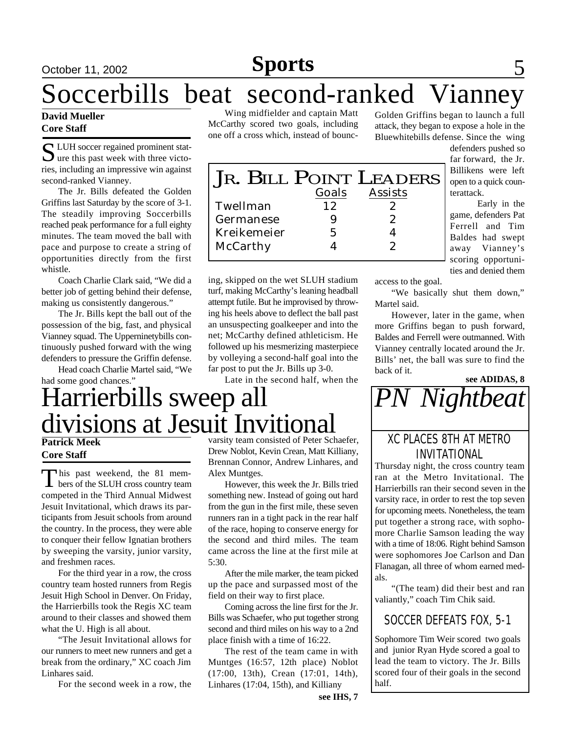# Soccerbills beat second-ranked Vianney

**David Mueller**
**Core Staff**

SLUH soccer regained prominent stature this past week with three victories, including an impressive win against second-ranked Vianney.

The Jr. Bills defeated the Golden Griffins last Saturday by the score of 3-1. The steadily improving Soccerbills reached peak performance for a full eighty minutes. The team moved the ball with pace and purpose to create a string of opportunities directly from the first whistle.

Coach Charlie Clark said, "We did a better job of getting behind their defense, making us consistently dangerous."

The Jr. Bills kept the ball out of the possession of the big, fast, and physical Vianney squad. The Upperninetybills continuously pushed forward with the wing defenders to pressure the Griffin defense.

Head coach Charlie Martel said, "We had some good chances."

Wing midfielder and captain Matt McCarthy scored two goals, including one off a cross which, instead of bouncing, skipped on the wet SLUH stadium turf, making McCarthy's leaning headball attempt futile. But he improvised by throwing his heels above to deflect the ball past an unsuspecting goalkeeper and into the net; McCarthy defined athleticism. He followed up his mesmerizing masterpiece by volleying a second-half goal into the far post to put the Jr. Bills up 3-0.

Late in the second half, when the Golden Griffins began to launch a full attack, they began to expose a hole in the Bluewhitebills defense. Since the wing defenders pushed so far forward, the Jr. Billikens were left open to a quick counterattack.

Early in the game, defenders Pat Ferrell and Tim Baldes had swept away Vianney's scoring opportunities and denied them access to the goal.

"We basically shut them down," Martel said.

However, later in the game, when more Griffins began to push forward, Baldes and Ferrell were outmanned. With Vianney centrally located around the Jr. Bills' net, the ball was sure to find the back of it.

**see ADIDAS, 8**

### Jr. Bill Point Leaders

| | Goals | Assists |
|---|---|---|
| Twellman | 12 | 2 |
| Germanese | 9 | 2 |
| Kreikemeier | 5 | 4 |
| McCarthy | 4 | 2 |

# Harrierbills sweep all divisions at Jesuit Invitional

**Patrick Meek**
**Core Staff**

This past weekend, the 81 members of the SLUH cross country team competed in the Third Annual Midwest Jesuit Invitational, which draws its participants from Jesuit schools from around the country. In the process, they were able to conquer their fellow Ignatian brothers by sweeping the varsity, junior varsity, and freshmen races.

For the third year in a row, the cross country team hosted runners from Regis Jesuit High School in Denver. On Friday, the Harrierbills took the Regis XC team around to their classes and showed them what the U. High is all about.

"The Jesuit Invitational allows for our runners to meet new runners and get a break from the ordinary," XC coach Jim Linhares said.

For the second week in a row, the varsity team consisted of Peter Schaefer, Drew Noblot, Kevin Crean, Matt Killiany, Brennan Connor, Andrew Linhares, and Alex Muntges.

However, this week the Jr. Bills tried something new. Instead of going out hard from the gun in the first mile, these seven runners ran in a tight pack in the rear half of the race, hoping to conserve energy for the second and third miles. The team came across the line at the first mile at 5:30.

After the mile marker, the team picked up the pace and surpassed most of the field on their way to first place.

Coming across the line first for the Jr. Bills was Schaefer, who put together strong second and third miles on his way to a 2nd place finish with a time of 16:22.

The rest of the team came in with Muntges (16:57, 12th place) Noblot (17:00, 13th), Crean (17:01, 14th), Linhares (17:04, 15th), and Killiany

**see IHS, 7**

# *PN Nightbeat*

## XC places 8th at Metro Invitational

Thursday night, the cross country team ran at the Metro Invitational. The Harrierbills ran their second seven in the varsity race, in order to rest the top seven for upcoming meets. Nonetheless, the team put together a strong race, with sophomore Charlie Samson leading the way with a time of 18:06. Right behind Samson were sophomores Joe Carlson and Dan Flanagan, all three of whom earned medals.

"(The team) did their best and ran valiantly," coach Tim Chik said.

## Soccer defeats Fox, 5-1

Sophomore Tim Weir scored two goals and junior Ryan Hyde scored a goal to lead the team to victory. The Jr. Bills scored four of their goals in the second half.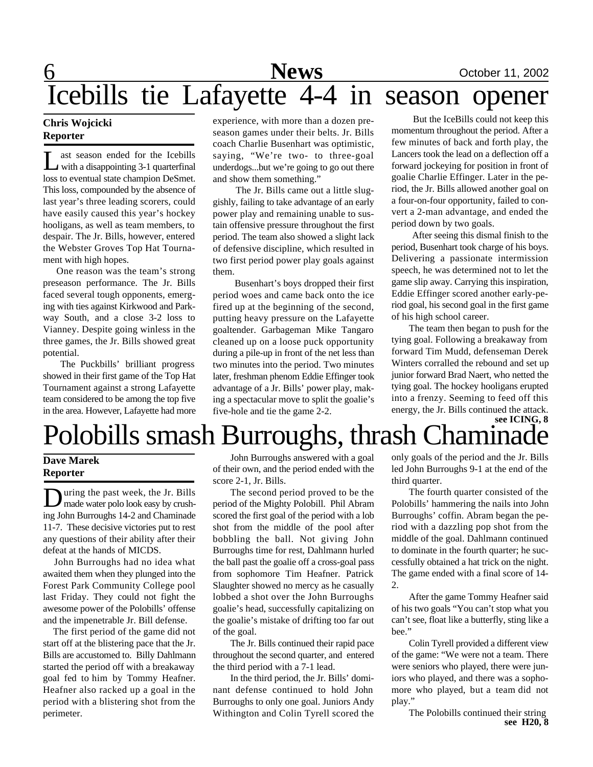# Icebills tie Lafayette 4-4 in season opener

**Chris Wojcicki**
**Reporter**

Last season ended for the Icebills with a disappointing 3-1 quarterfinal loss to eventual state champion DeSmet. This loss, compounded by the absence of last year's three leading scorers, could have easily caused this year's hockey hooligans, as well as team members, to despair. The Jr. Bills, however, entered the Webster Groves Top Hat Tournament with high hopes.

One reason was the team's strong preseason performance. The Jr. Bills faced several tough opponents, emerging with ties against Kirkwood and Parkway South, and a close 3-2 loss to Vianney. Despite going winless in the three games, the Jr. Bills showed great potential.

The Puckbills' brilliant progress showed in their first game of the Top Hat Tournament against a strong Lafayette team considered to be among the top five in the area. However, Lafayette had more experience, with more than a dozen preseason games under their belts. Jr. Bills coach Charlie Busenhart was optimistic, saying, "We're two- to three-goal underdogs...but we're going to go out there and show them something."

The Jr. Bills came out a little sluggishly, failing to take advantage of an early power play and remaining unable to sustain offensive pressure throughout the first period. The team also showed a slight lack of defensive discipline, which resulted in two first period power play goals against them.

Busenhart's boys dropped their first period woes and came back onto the ice fired up at the beginning of the second, putting heavy pressure on the Lafayette goaltender. Garbageman Mike Tangaro cleaned up on a loose puck opportunity during a pile-up in front of the net less than two minutes into the period. Two minutes later, freshman phenom Eddie Effinger took advantage of a Jr. Bills' power play, making a spectacular move to split the goalie's five-hole and tie the game 2-2.

But the IceBills could not keep this momentum throughout the period. After a few minutes of back and forth play, the Lancers took the lead on a deflection off a forward jockeying for position in front of goalie Charlie Effinger. Later in the period, the Jr. Bills allowed another goal on a four-on-four opportunity, failed to convert a 2-man advantage, and ended the period down by two goals.

After seeing this dismal finish to the period, Busenhart took charge of his boys. Delivering a passionate intermission speech, he was determined not to let the game slip away. Carrying this inspiration, Eddie Effinger scored another early-period goal, his second goal in the first game of his high school career.

The team then began to push for the tying goal. Following a breakaway from forward Tim Mudd, defenseman Derek Winters corralled the rebound and set up junior forward Brad Naert, who netted the tying goal. The hockey hooligans erupted into a frenzy. Seeming to feed off this energy, the Jr. Bills continued the attack.

**see ICING, 8**

# Polobills smash Burroughs, thrash Chaminade

**Dave Marek**
**Reporter**

During the past week, the Jr. Bills made water polo look easy by crushing John Burroughs 14-2 and Chaminade 11-7. These decisive victories put to rest any questions of their ability after their defeat at the hands of MICDS.

John Burroughs had no idea what awaited them when they plunged into the Forest Park Community College pool last Friday. They could not fight the awesome power of the Polobills' offense and the impenetrable Jr. Bill defense.

The first period of the game did not start off at the blistering pace that the Jr. Bills are accustomed to. Billy Dahlmann started the period off with a breakaway goal fed to him by Tommy Heafner. Heafner also racked up a goal in the period with a blistering shot from the perimeter.

John Burroughs answered with a goal of their own, and the period ended with the score 2-1, Jr. Bills.

The second period proved to be the period of the Mighty Polobill. Phil Abram scored the first goal of the period with a lob shot from the middle of the pool after bobbling the ball. Not giving John Burroughs time for rest, Dahlmann hurled the ball past the goalie off a cross-goal pass from sophomore Tim Heafner. Patrick Slaughter showed no mercy as he casually lobbed a shot over the John Burroughs goalie's head, successfully capitalizing on the goalie's mistake of drifting too far out of the goal.

The Jr. Bills continued their rapid pace throughout the second quarter, and entered the third period with a 7-1 lead.

In the third period, the Jr. Bills' dominant defense continued to hold John Burroughs to only one goal. Juniors Andy Withington and Colin Tyrell scored the only goals of the period and the Jr. Bills led John Burroughs 9-1 at the end of the third quarter.

The fourth quarter consisted of the Polobills' hammering the nails into John Burroughs' coffin. Abram began the period with a dazzling pop shot from the middle of the goal. Dahlmann continued to dominate in the fourth quarter; he successfully obtained a hat trick on the night. The game ended with a final score of 14-2.

After the game Tommy Heafner said of his two goals "You can't stop what you can't see, float like a butterfly, sting like a bee."

Colin Tyrell provided a different view of the game: "We were not a team. There were seniors who played, there were juniors who played, and there was a sophomore who played, but a team did not play."

The Polobills continued their string

**see H20, 8**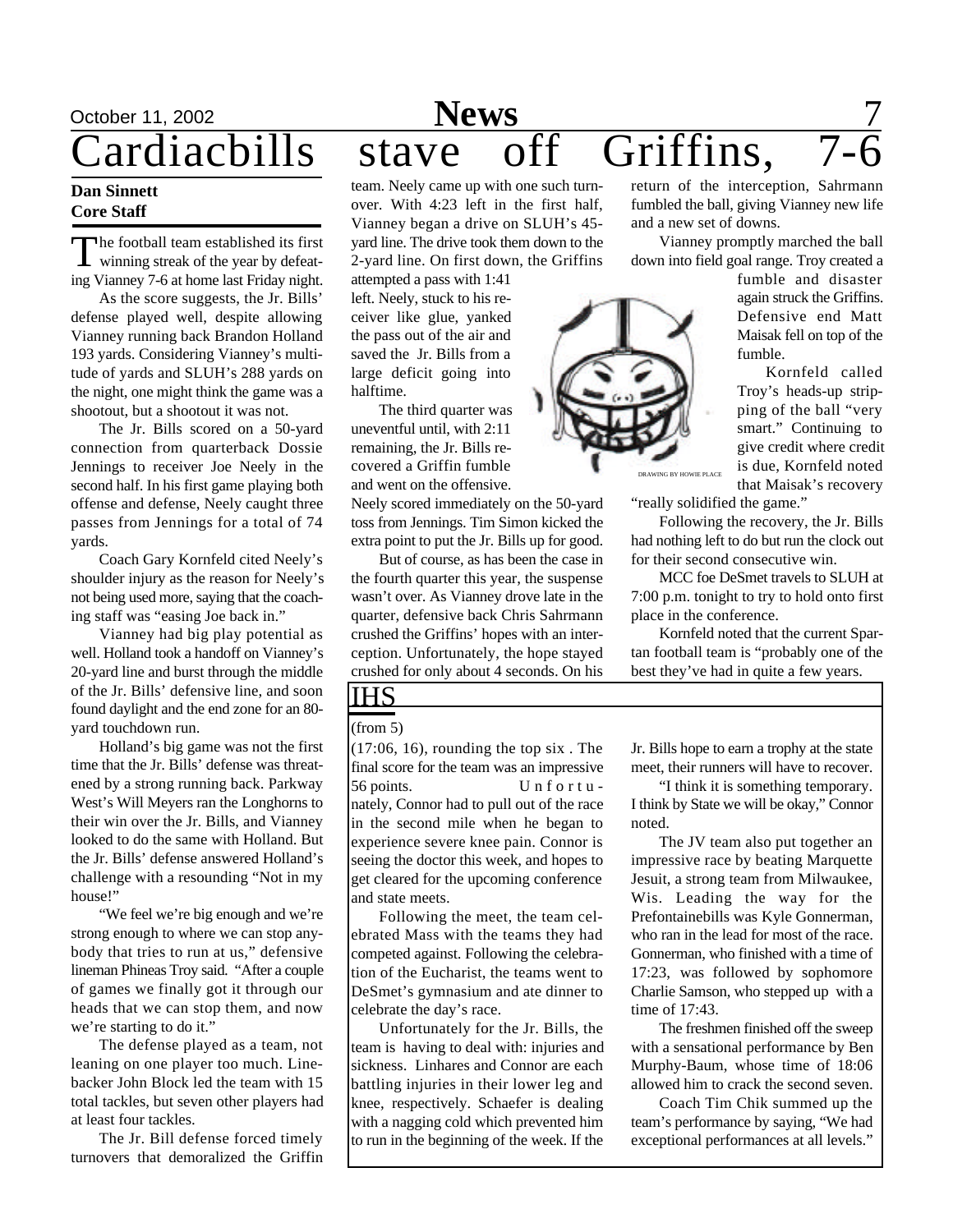# Cardiacbills stave off Griffins, 7-6

**Dan Sinnett**
**Core Staff**

The football team established its first winning streak of the year by defeating Vianney 7-6 at home last Friday night.

As the score suggests, the Jr. Bills' defense played well, despite allowing Vianney running back Brandon Holland 193 yards. Considering Vianney's multitude of yards and SLUH's 288 yards on the night, one might think the game was a shootout, but a shootout it was not.

The Jr. Bills scored on a 50-yard connection from quarterback Dossie Jennings to receiver Joe Neely in the second half. In his first game playing both offense and defense, Neely caught three passes from Jennings for a total of 74 yards.

Coach Gary Kornfeld cited Neely's shoulder injury as the reason for Neely's not being used more, saying that the coaching staff was "easing Joe back in."

Vianney had big play potential as well. Holland took a handoff on Vianney's 20-yard line and burst through the middle of the Jr. Bills' defensive line, and soon found daylight and the end zone for an 80-yard touchdown run.

Holland's big game was not the first time that the Jr. Bills' defense was threatened by a strong running back. Parkway West's Will Meyers ran the Longhorns to their win over the Jr. Bills, and Vianney looked to do the same with Holland. But the Jr. Bills' defense answered Holland's challenge with a resounding "Not in my house!"

"We feel we're big enough and we're strong enough to where we can stop anybody that tries to run at us," defensive lineman Phineas Troy said. "After a couple of games we finally got it through our heads that we can stop them, and now we're starting to do it."

The defense played as a team, not leaning on one player too much. Linebacker John Block led the team with 15 total tackles, but seven other players had at least four tackles.

The Jr. Bill defense forced timely turnovers that demoralized the Griffin team. Neely came up with one such turnover. With 4:23 left in the first half, Vianney began a drive on SLUH's 45-yard line. The drive took them down to the 2-yard line. On first down, the Griffins attempted a pass with 1:41 left. Neely, stuck to his receiver like glue, yanked the pass out of the air and saved the Jr. Bills from a large deficit going into halftime.

The third quarter was uneventful until, with 2:11 remaining, the Jr. Bills recovered a Griffin fumble and went on the offensive. Neely scored immediately on the 50-yard toss from Jennings. Tim Simon kicked the extra point to put the Jr. Bills up for good.

But of course, as has been the case in the fourth quarter this year, the suspense wasn't over. As Vianney drove late in the quarter, defensive back Chris Sahrmann crushed the Griffins' hopes with an interception. Unfortunately, the hope stayed crushed for only about 4 seconds. On his return of the interception, Sahrmann fumbled the ball, giving Vianney new life and a new set of downs.

Vianney promptly marched the ball down into field goal range. Troy created a fumble and disaster again struck the Griffins. Defensive end Matt Maisak fell on top of the fumble.

DRAWING BY HOWIE PLACE

Kornfeld called Troy's heads-up stripping of the ball "very smart." Continuing to give credit where credit is due, Kornfeld noted that Maisak's recovery "really solidified the game."

Following the recovery, the Jr. Bills had nothing left to do but run the clock out for their second consecutive win.

MCC foe DeSmet travels to SLUH at 7:00 p.m. tonight to try to hold onto first place in the conference.

Kornfeld noted that the current Spartan football team is "probably one of the best they've had in quite a few years.

## IHS

(from 5)

(17:06, 16), rounding the top six . The final score for the team was an impressive 56 points. Unfortunately, Connor had to pull out of the race in the second mile when he began to experience severe knee pain. Connor is seeing the doctor this week, and hopes to get cleared for the upcoming conference and state meets.

Following the meet, the team celebrated Mass with the teams they had competed against. Following the celebration of the Eucharist, the teams went to DeSmet's gymnasium and ate dinner to celebrate the day's race.

Unfortunately for the Jr. Bills, the team is having to deal with: injuries and sickness. Linhares and Connor are each battling injuries in their lower leg and knee, respectively. Schaefer is dealing with a nagging cold which prevented him to run in the beginning of the week. If the Jr. Bills hope to earn a trophy at the state meet, their runners will have to recover.

"I think it is something temporary. I think by State we will be okay," Connor noted.

The JV team also put together an impressive race by beating Marquette Jesuit, a strong team from Milwaukee, Wis. Leading the way for the Prefontainebills was Kyle Gonnerman, who ran in the lead for most of the race. Gonnerman, who finished with a time of 17:23, was followed by sophomore Charlie Samson, who stepped up with a time of 17:43.

The freshmen finished off the sweep with a sensational performance by Ben Murphy-Baum, whose time of 18:06 allowed him to crack the second seven.

Coach Tim Chik summed up the team's performance by saying, "We had exceptional performances at all levels."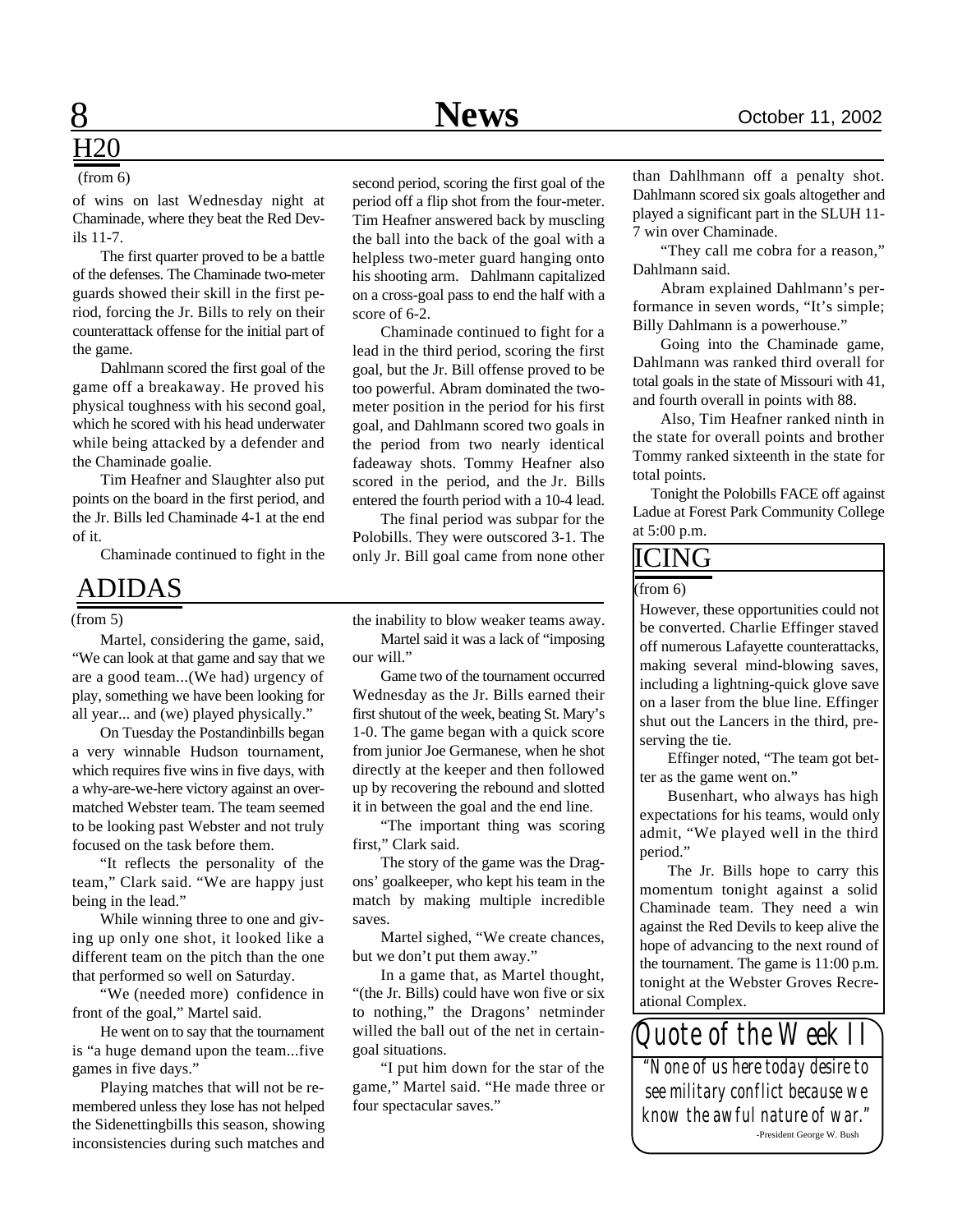## H20

(from 6)

of wins on last Wednesday night at Chaminade, where they beat the Red Devils 11-7.

The first quarter proved to be a battle of the defenses. The Chaminade two-meter guards showed their skill in the first period, forcing the Jr. Bills to rely on their counterattack offense for the initial part of the game.

Dahlmann scored the first goal of the game off a breakaway. He proved his physical toughness with his second goal, which he scored with his head underwater while being attacked by a defender and the Chaminade goalie.

Tim Heafner and Slaughter also put points on the board in the first period, and the Jr. Bills led Chaminade 4-1 at the end of it.

Chaminade continued to fight in the second period, scoring the first goal of the period off a flip shot from the four-meter. Tim Heafner answered back by muscling the ball into the back of the goal with a helpless two-meter guard hanging onto his shooting arm. Dahlmann capitalized on a cross-goal pass to end the half with a score of 6-2.

Chaminade continued to fight for a lead in the third period, scoring the first goal, but the Jr. Bill offense proved to be too powerful. Abram dominated the two-meter position in the period for his first goal, and Dahlmann scored two goals in the period from two nearly identical fadeaway shots. Tommy Heafner also scored in the period, and the Jr. Bills entered the fourth period with a 10-4 lead.

The final period was subpar for the Polobills. They were outscored 3-1. The only Jr. Bill goal came from none other than Dahlhmann off a penalty shot. Dahlmann scored six goals altogether and played a significant part in the SLUH 11-7 win over Chaminade.

"They call me cobra for a reason," Dahlmann said.

Abram explained Dahlmann's performance in seven words, "It's simple; Billy Dahlmann is a powerhouse."

Going into the Chaminade game, Dahlmann was ranked third overall for total goals in the state of Missouri with 41, and fourth overall in points with 88.

Also, Tim Heafner ranked ninth in the state for overall points and brother Tommy ranked sixteenth in the state for total points.

Tonight the Polobills FACE off against Ladue at Forest Park Community College at 5:00 p.m.

## ADIDAS

(from 5)

Martel, considering the game, said, "We can look at that game and say that we are a good team...(We had) urgency of play, something we have been looking for all year... and (we) played physically."

On Tuesday the Postandinbills began a very winnable Hudson tournament, which requires five wins in five days, with a why-are-we-here victory against an overmatched Webster team. The team seemed to be looking past Webster and not truly focused on the task before them.

"It reflects the personality of the team," Clark said. "We are happy just being in the lead."

While winning three to one and giving up only one shot, it looked like a different team on the pitch than the one that performed so well on Saturday.

"We (needed more) confidence in front of the goal," Martel said.

He went on to say that the tournament is "a huge demand upon the team...five games in five days."

Playing matches that will not be remembered unless they lose has not helped the Sidenettingbills this season, showing inconsistencies during such matches and the inability to blow weaker teams away.

Martel said it was a lack of "imposing our will."

Game two of the tournament occurred Wednesday as the Jr. Bills earned their first shutout of the week, beating St. Mary's 1-0. The game began with a quick score from junior Joe Germanese, when he shot directly at the keeper and then followed up by recovering the rebound and slotted it in between the goal and the end line.

"The important thing was scoring first," Clark said.

The story of the game was the Dragons' goalkeeper, who kept his team in the match by making multiple incredible saves.

Martel sighed, "We create chances, but we don't put them away."

In a game that, as Martel thought, "(the Jr. Bills) could have won five or six to nothing," the Dragons' netminder willed the ball out of the net in certain-goal situations.

"I put him down for the star of the game," Martel said. "He made three or four spectacular saves."

## ICING

(from 6)

However, these opportunities could not be converted. Charlie Effinger staved off numerous Lafayette counterattacks, making several mind-blowing saves, including a lightning-quick glove save on a laser from the blue line. Effinger shut out the Lancers in the third, preserving the tie.

Effinger noted, "The team got better as the game went on."

Busenhart, who always has high expectations for his teams, would only admit, "We played well in the third period."

The Jr. Bills hope to carry this momentum tonight against a solid Chaminade team. They need a win against the Red Devils to keep alive the hope of advancing to the next round of the tournament. The game is 11:00 p.m. tonight at the Webster Groves Recreational Complex.

## Quote of the Week II

*"None of us here today desire to see military conflict because we know the awful nature of war."*

-President George W. Bush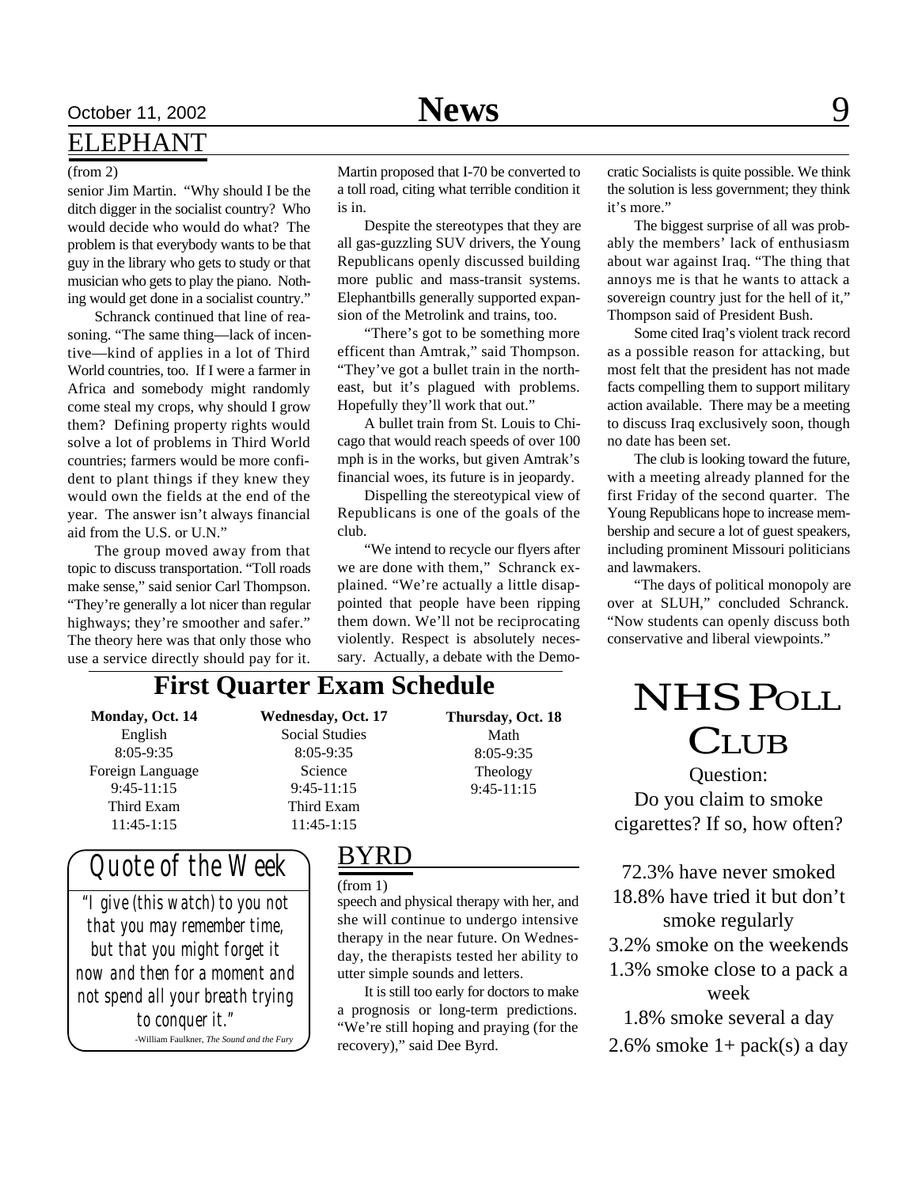## ELEPHANT

(from 2)

senior Jim Martin. "Why should I be the ditch digger in the socialist country? Who would decide who would do what? The problem is that everybody wants to be that guy in the library who gets to study or that musician who gets to play the piano. Nothing would get done in a socialist country."

Schranck continued that line of reasoning. "The same thing—lack of incentive—kind of applies in a lot of Third World countries, too. If I were a farmer in Africa and somebody might randomly come steal my crops, why should I grow them? Defining property rights would solve a lot of problems in Third World countries; farmers would be more confident to plant things if they knew they would own the fields at the end of the year. The answer isn't always financial aid from the U.S. or U.N."

The group moved away from that topic to discuss transportation. "Toll roads make sense," said senior Carl Thompson. "They're generally a lot nicer than regular highways; they're smoother and safer." The theory here was that only those who use a service directly should pay for it. Martin proposed that I-70 be converted to a toll road, citing what terrible condition it is in.

Despite the stereotypes that they are all gas-guzzling SUV drivers, the Young Republicans openly discussed building more public and mass-transit systems. Elephantbills generally supported expansion of the Metrolink and trains, too.

"There's got to be something more efficent than Amtrak," said Thompson. "They've got a bullet train in the northeast, but it's plagued with problems. Hopefully they'll work that out."

A bullet train from St. Louis to Chicago that would reach speeds of over 100 mph is in the works, but given Amtrak's financial woes, its future is in jeopardy.

Dispelling the stereotypical view of Republicans is one of the goals of the club.

"We intend to recycle our flyers after we are done with them," Schranck explained. "We're actually a little disappointed that people have been ripping them down. We'll not be reciprocating violently. Respect is absolutely necessary. Actually, a debate with the Democratic Socialists is quite possible. We think the solution is less government; they think it's more."

The biggest surprise of all was probably the members' lack of enthusiasm about war against Iraq. "The thing that annoys me is that he wants to attack a sovereign country just for the hell of it," Thompson said of President Bush.

Some cited Iraq's violent track record as a possible reason for attacking, but most felt that the president has not made facts compelling them to support military action available. There may be a meeting to discuss Iraq exclusively soon, though no date has been set.

The club is looking toward the future, with a meeting already planned for the first Friday of the second quarter. The Young Republicans hope to increase membership and secure a lot of guest speakers, including prominent Missouri politicians and lawmakers.

"The days of political monopoly are over at SLUH," concluded Schranck. "Now students can openly discuss both conservative and liberal viewpoints."

## First Quarter Exam Schedule

| Monday, Oct. 14 | Wednesday, Oct. 17 | Thursday, Oct. 18 |
|---|---|---|
| English 8:05-9:35 | Social Studies 8:05-9:35 | Math 8:05-9:35 |
| Foreign Language 9:45-11:15 | Science 9:45-11:15 | Theology 9:45-11:15 |
| Third Exam 11:45-1:15 | Third Exam 11:45-1:15 | |

## Quote of the Week

*"I give (this watch) to you not that you may remember time, but that you might forget it now and then for a moment and not spend all your breath trying to conquer it."*

-William Faulkner, *The Sound and the Fury*

## BYRD

(from 1)

speech and physical therapy with her, and she will continue to undergo intensive therapy in the near future. On Wednesday, the therapists tested her ability to utter simple sounds and letters.

It is still too early for doctors to make a prognosis or long-term predictions. "We're still hoping and praying (for the recovery)," said Dee Byrd.

## NHS Poll Club

Question:
Do you claim to smoke cigarettes? If so, how often?

72.3% have never smoked
18.8% have tried it but don't smoke regularly
3.2% smoke on the weekends
1.3% smoke close to a pack a week
1.8% smoke several a day
2.6% smoke 1+ pack(s) a day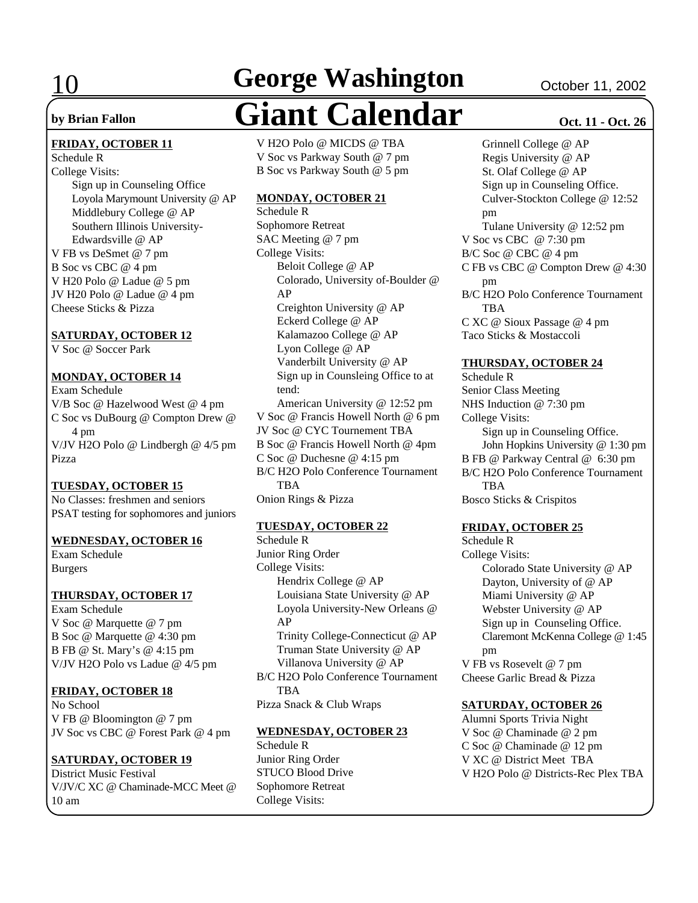# Giant Calendar

**by Brian Fallon**

**Oct. 11 - Oct. 26**

**FRIDAY, OCTOBER 11**

Schedule R
College Visits:
- Sign up in Counseling Office
- Loyola Marymount University @ AP
- Middlebury College @ AP
- Southern Illinois University-Edwardsville @ AP

V FB vs DeSmet @ 7 pm
B Soc vs CBC @ 4 pm
V H20 Polo @ Ladue @ 5 pm
JV H20 Polo @ Ladue @ 4 pm
Cheese Sticks & Pizza

**SATURDAY, OCTOBER 12**

V Soc @ Soccer Park

**MONDAY, OCTOBER 14**

Exam Schedule
V/B Soc @ Hazelwood West @ 4 pm
C Soc vs DuBourg @ Compton Drew @ 4 pm
V/JV H2O Polo @ Lindbergh @ 4/5 pm
Pizza

**TUESDAY, OCTOBER 15**

No Classes: freshmen and seniors
PSAT testing for sophomores and juniors

**WEDNESDAY, OCTOBER 16**

Exam Schedule
Burgers

**THURSDAY, OCTOBER 17**

Exam Schedule
V Soc @ Marquette @ 7 pm
B Soc @ Marquette @ 4:30 pm
B FB @ St. Mary's @ 4:15 pm
V/JV H2O Polo vs Ladue @ 4/5 pm

**FRIDAY, OCTOBER 18**

No School
V FB @ Bloomington @ 7 pm
JV Soc vs CBC @ Forest Park @ 4 pm

**SATURDAY, OCTOBER 19**

District Music Festival
V/JV/C XC @ Chaminade-MCC Meet @ 10 am
V H2O Polo @ MICDS @ TBA
V Soc vs Parkway South @ 7 pm
B Soc vs Parkway South @ 5 pm

**MONDAY, OCTOBER 21**

Schedule R
Sophomore Retreat
SAC Meeting @ 7 pm
College Visits:
- Beloit College @ AP
- Colorado, University of-Boulder @ AP
- Creighton University @ AP
- Eckerd College @ AP
- Kalamazoo College @ AP
- Lyon College @ AP
- Vanderbilt University @ AP
- Sign up in Counsleing Office to attend:
- American University @ 12:52 pm

V Soc @ Francis Howell North @ 6 pm
JV Soc @ CYC Tournement TBA
B Soc @ Francis Howell North @ 4pm
C Soc @ Duchesne @ 4:15 pm
B/C H2O Polo Conference Tournament TBA
Onion Rings & Pizza

**TUESDAY, OCTOBER 22**

Schedule R
Junior Ring Order
College Visits:
- Hendrix College @ AP
- Louisiana State University @ AP
- Loyola University-New Orleans @ AP
- Trinity College-Connecticut @ AP
- Truman State University @ AP
- Villanova University @ AP

B/C H2O Polo Conference Tournament TBA
Pizza Snack & Club Wraps

**WEDNESDAY, OCTOBER 23**

Schedule R
Junior Ring Order
STUCO Blood Drive
Sophomore Retreat
College Visits:
- Grinnell College @ AP
- Regis University @ AP
- St. Olaf College @ AP
- Sign up in Counseling Office.
- Culver-Stockton College @ 12:52 pm
- Tulane University @ 12:52 pm

V Soc vs CBC @ 7:30 pm
B/C Soc @ CBC @ 4 pm
C FB vs CBC @ Compton Drew @ 4:30 pm
B/C H2O Polo Conference Tournament TBA
C XC @ Sioux Passage @ 4 pm
Taco Sticks & Mostaccoli

**THURSDAY, OCTOBER 24**

Schedule R
Senior Class Meeting
NHS Induction @ 7:30 pm
College Visits:
- Sign up in Counseling Office.
- John Hopkins University @ 1:30 pm

B FB @ Parkway Central @ 6:30 pm
B/C H2O Polo Conference Tournament TBA
Bosco Sticks & Crispitos

**FRIDAY, OCTOBER 25**

Schedule R
College Visits:
- Colorado State University @ AP
- Dayton, University of @ AP
- Miami University @ AP
- Webster University @ AP
- Sign up in Counseling Office.
- Claremont McKenna College @ 1:45 pm

V FB vs Rosevelt @ 7 pm
Cheese Garlic Bread & Pizza

**SATURDAY, OCTOBER 26**

Alumni Sports Trivia Night
V Soc @ Chaminade @ 2 pm
C Soc @ Chaminade @ 12 pm
V XC @ District Meet TBA
V H2O Polo @ Districts-Rec Plex TBA